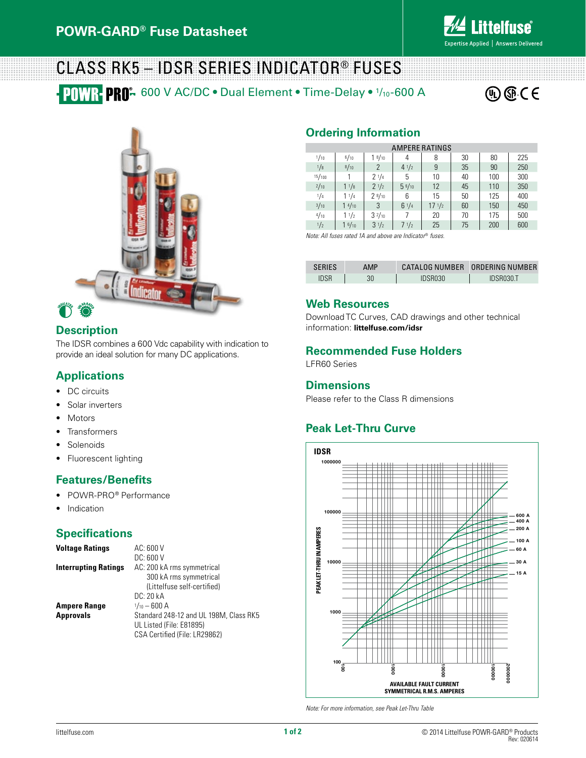# POWR-GARD® Fuse Datasheet

# CLASS RK5 – IDSR SERIES INDICATOR® FUSES

POWR-PRO® 600 V AC/DC • Dual Element • Time-Delay • 1/10-600 A

## Description

The IDSR combines a 600 Vdc capability with indication to provide an ideal solution for many DC applications.

## Applications

- DC circuits
- Solar inverters
- Motors
- Transformers
- Solenoids
- Fluorescent lighting

## Features/Benefits

- POWR-PRO® Performance
- Indication

## Specifications

| | |
|---|---|
| **Voltage Ratings** | AC: 600 V<br>DC: 600 V |
| **Interrupting Ratings** | AC: 200 kA rms symmetrical<br>300 kA rms symmetrical<br>(Littelfuse self-certified)<br>DC: 20 kA |
| **Ampere Range** | 1/10 – 600 A |
| **Approvals** | Standard 248-12 and UL 198M, Class RK5<br>UL Listed (File: E81895)<br>CSA Certified (File: LR29862) |

## Ordering Information

| AMPERE RATINGS | | | | | | | | |
|---|---|---|---|---|---|---|---|---|
| 1/10 | 6/10 | 1 8/10 | 4 | 8 | 30 | 80 | 225 |
| 1/8 | 8/10 | 2 | 4 1/2 | 9 | 35 | 90 | 250 |
| 15/100 | 1 | 2 1/4 | 5 | 10 | 40 | 100 | 300 |
| 2/10 | 1 1/8 | 2 1/2 | 5 6/10 | 12 | 45 | 110 | 350 |
| 1/4 | 1 1/4 | 2 8/10 | 6 | 15 | 50 | 125 | 400 |
| 3/10 | 1 4/10 | 3 | 6 1/4 | 17 1/2 | 60 | 150 | 450 |
| 4/10 | 1 1/2 | 3 2/10 | 7 | 20 | 70 | 175 | 500 |
| 1/2 | 1 6/10 | 3 1/2 | 7 1/2 | 25 | 75 | 200 | 600 |

*Note: All fuses rated 1A and above are Indicator® fuses.*

| SERIES | AMP | CATALOG NUMBER | ORDERING NUMBER |
|---|---|---|---|
| IDSR | 30 | IDSR030 | IDSR030.T |

## Web Resources

Download TC Curves, CAD drawings and other technical information: **littelfuse.com/idsr**

## Recommended Fuse Holders

LFR60 Series

## Dimensions

Please refer to the Class R dimensions

## Peak Let-Thru Curve

*Note: For more information, see Peak Let-Thru Table*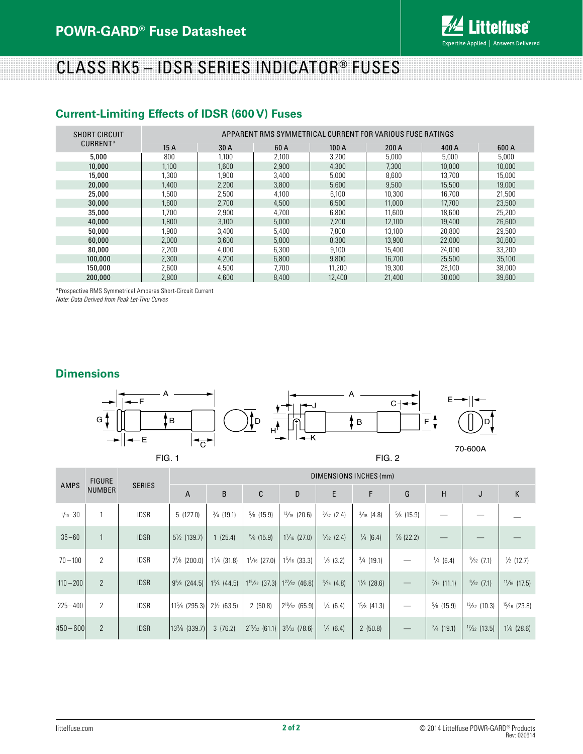# POWR-GARD® Fuse Datasheet

# CLASS RK5 – IDSR SERIES INDICATOR® FUSES

## Current-Limiting Effects of IDSR (600 V) Fuses

| SHORT CIRCUIT CURRENT* | APPARENT RMS SYMMETRICAL CURRENT FOR VARIOUS FUSE RATINGS | | | | | | |
|---|---|---|---|---|---|---|---|
| | 15 A | 30 A | 60 A | 100 A | 200 A | 400 A | 600 A |
| 5,000 | 800 | 1,100 | 2,100 | 3,200 | 5,000 | 5,000 | 5,000 |
| 10,000 | 1,100 | 1,600 | 2,900 | 4,300 | 7,300 | 10,000 | 10,000 |
| 15,000 | 1,300 | 1,900 | 3,400 | 5,000 | 8,600 | 13,700 | 15,000 |
| 20,000 | 1,400 | 2,200 | 3,800 | 5,600 | 9,500 | 15,500 | 19,000 |
| 25,000 | 1,500 | 2,500 | 4,100 | 6,100 | 10,300 | 16,700 | 21,500 |
| 30,000 | 1,600 | 2,700 | 4,500 | 6,500 | 11,000 | 17,700 | 23,500 |
| 35,000 | 1,700 | 2,900 | 4,700 | 6,800 | 11,600 | 18,600 | 25,200 |
| 40,000 | 1,800 | 3,100 | 5,000 | 7,200 | 12,100 | 19,400 | 26,600 |
| 50,000 | 1,900 | 3,400 | 5,400 | 7,800 | 13,100 | 20,800 | 29,500 |
| 60,000 | 2,000 | 3,600 | 5,800 | 8,300 | 13,900 | 22,000 | 30,600 |
| 80,000 | 2,200 | 4,000 | 6,300 | 9,100 | 15,400 | 24,000 | 33,200 |
| 100,000 | 2,300 | 4,200 | 6,800 | 9,800 | 16,700 | 25,500 | 35,100 |
| 150,000 | 2,600 | 4,500 | 7,700 | 11,200 | 19,300 | 28,100 | 38,000 |
| 200,000 | 2,800 | 4,600 | 8,400 | 12,400 | 21,400 | 30,000 | 39,600 |

*Prospective RMS Symmetrical Amperes Short-Circuit Current

*Note: Data Derived from Peak Let-Thru Curves*

## Dimensions

FIG. 1

FIG. 2

70-600A

| AMPS | FIGURE NUMBER | SERIES | DIMENSIONS INCHES (mm) | | | | | | | | | |
|---|---|---|---|---|---|---|---|---|---|---|---|---|
| | | | A | B | C | D | E | F | G | H | J | K |
| 1/10–30 | 1 | IDSR | 5 (127.0) | 3/4 (19.1) | 5/8 (15.9) | 13/16 (20.6) | 3/32 (2.4) | 3/16 (4.8) | 5/8 (15.9) | — | — | — |
| 35–60 | 1 | IDSR | 5½ (139.7) | 1 (25.4) | 5/8 (15.9) | 1 1/16 (27.0) | 3/32 (2.4) | 1/4 (6.4) | 7/8 (22.2) | — | — | — |
| 70–100 | 2 | IDSR | 7 7/8 (200.0) | 1 1/4 (31.8) | 1 1/16 (27.0) | 1 5/16 (33.3) | 1/8 (3.2) | 3/4 (19.1) | — | 1/4 (6.4) | 9/32 (7.1) | 1/2 (12.7) |
| 110–200 | 2 | IDSR | 9 5/8 (244.5) | 1 3/4 (44.5) | 1 15/32 (37.3) | 1 27/32 (46.8) | 3/16 (4.8) | 1 1/8 (28.6) | — | 7/16 (11.1) | 9/32 (7.1) | 11/16 (17.5) |
| 225–400 | 2 | IDSR | 11 5/8 (295.3) | 2 1/2 (63.5) | 2 (50.8) | 2 19/32 (65.9) | 1/4 (6.4) | 1 5/8 (41.3) | — | 5/8 (15.9) | 13/32 (10.3) | 15/16 (23.8) |
| 450–600 | 2 | IDSR | 13 3/8 (339.7) | 3 (76.2) | 2 13/32 (61.1) | 3 3/32 (78.6) | 1/4 (6.4) | 2 (50.8) | — | 3/4 (19.1) | 17/32 (13.5) | 1 1/8 (28.6) |

littelfuse.com

© 2014 Littelfuse POWR-GARD® Products
Rev: 020614